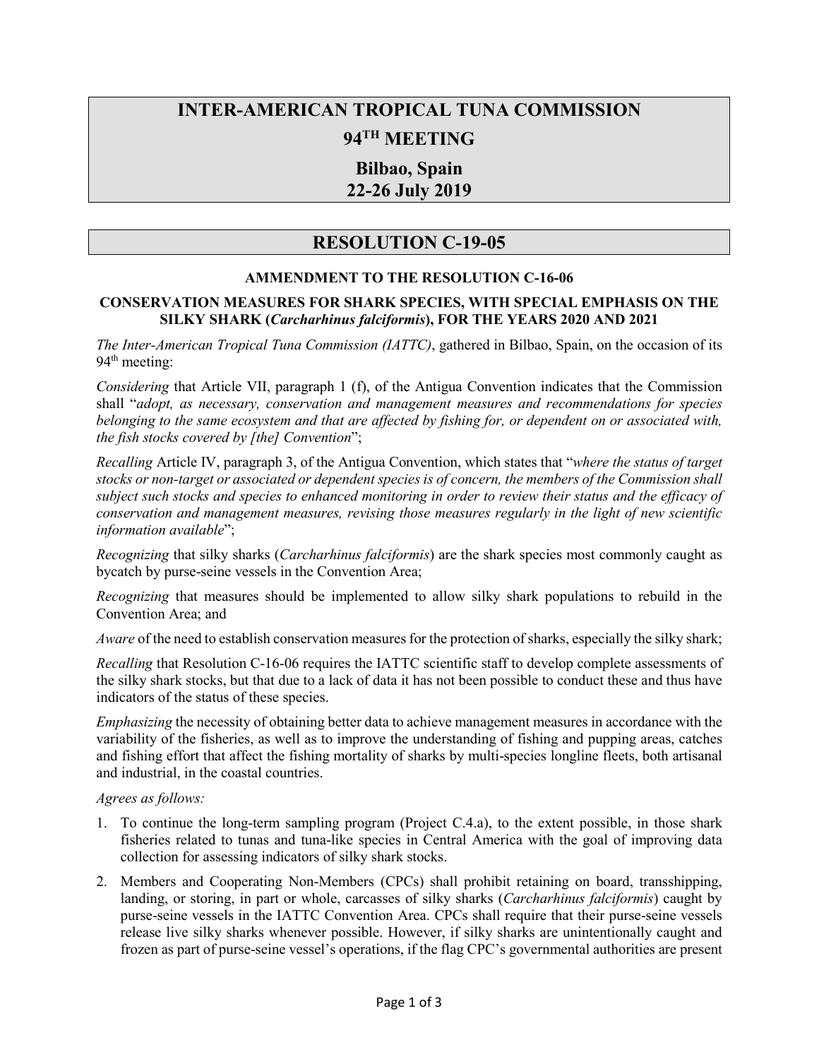# INTER-AMERICAN TROPICAL TUNA COMMISSION

# 94TH MEETING

## Bilbao, Spain
## 22-26 July 2019

# RESOLUTION C-19-05

### AMMENDMENT TO THE RESOLUTION C-16-06

### CONSERVATION MEASURES FOR SHARK SPECIES, WITH SPECIAL EMPHASIS ON THE SILKY SHARK (*Carcharhinus falciformis*), FOR THE YEARS 2020 AND 2021

*The Inter-American Tropical Tuna Commission (IATTC)*, gathered in Bilbao, Spain, on the occasion of its 94th meeting:

*Considering* that Article VII, paragraph 1 (f), of the Antigua Convention indicates that the Commission shall "*adopt, as necessary, conservation and management measures and recommendations for species belonging to the same ecosystem and that are affected by fishing for, or dependent on or associated with, the fish stocks covered by [the] Convention*";

*Recalling* Article IV, paragraph 3, of the Antigua Convention, which states that "*where the status of target stocks or non-target or associated or dependent species is of concern, the members of the Commission shall subject such stocks and species to enhanced monitoring in order to review their status and the efficacy of conservation and management measures, revising those measures regularly in the light of new scientific information available*";

*Recognizing* that silky sharks (*Carcharhinus falciformis*) are the shark species most commonly caught as bycatch by purse-seine vessels in the Convention Area;

*Recognizing* that measures should be implemented to allow silky shark populations to rebuild in the Convention Area; and

*Aware* of the need to establish conservation measures for the protection of sharks, especially the silky shark;

*Recalling* that Resolution C-16-06 requires the IATTC scientific staff to develop complete assessments of the silky shark stocks, but that due to a lack of data it has not been possible to conduct these and thus have indicators of the status of these species.

*Emphasizing* the necessity of obtaining better data to achieve management measures in accordance with the variability of the fisheries, as well as to improve the understanding of fishing and pupping areas, catches and fishing effort that affect the fishing mortality of sharks by multi-species longline fleets, both artisanal and industrial, in the coastal countries.

*Agrees as follows:*

1. To continue the long-term sampling program (Project C.4.a), to the extent possible, in those shark fisheries related to tunas and tuna-like species in Central America with the goal of improving data collection for assessing indicators of silky shark stocks.
2. Members and Cooperating Non-Members (CPCs) shall prohibit retaining on board, transshipping, landing, or storing, in part or whole, carcasses of silky sharks (*Carcharhinus falciformis*) caught by purse-seine vessels in the IATTC Convention Area. CPCs shall require that their purse-seine vessels release live silky sharks whenever possible. However, if silky sharks are unintentionally caught and frozen as part of purse-seine vessel's operations, if the flag CPC's governmental authorities are present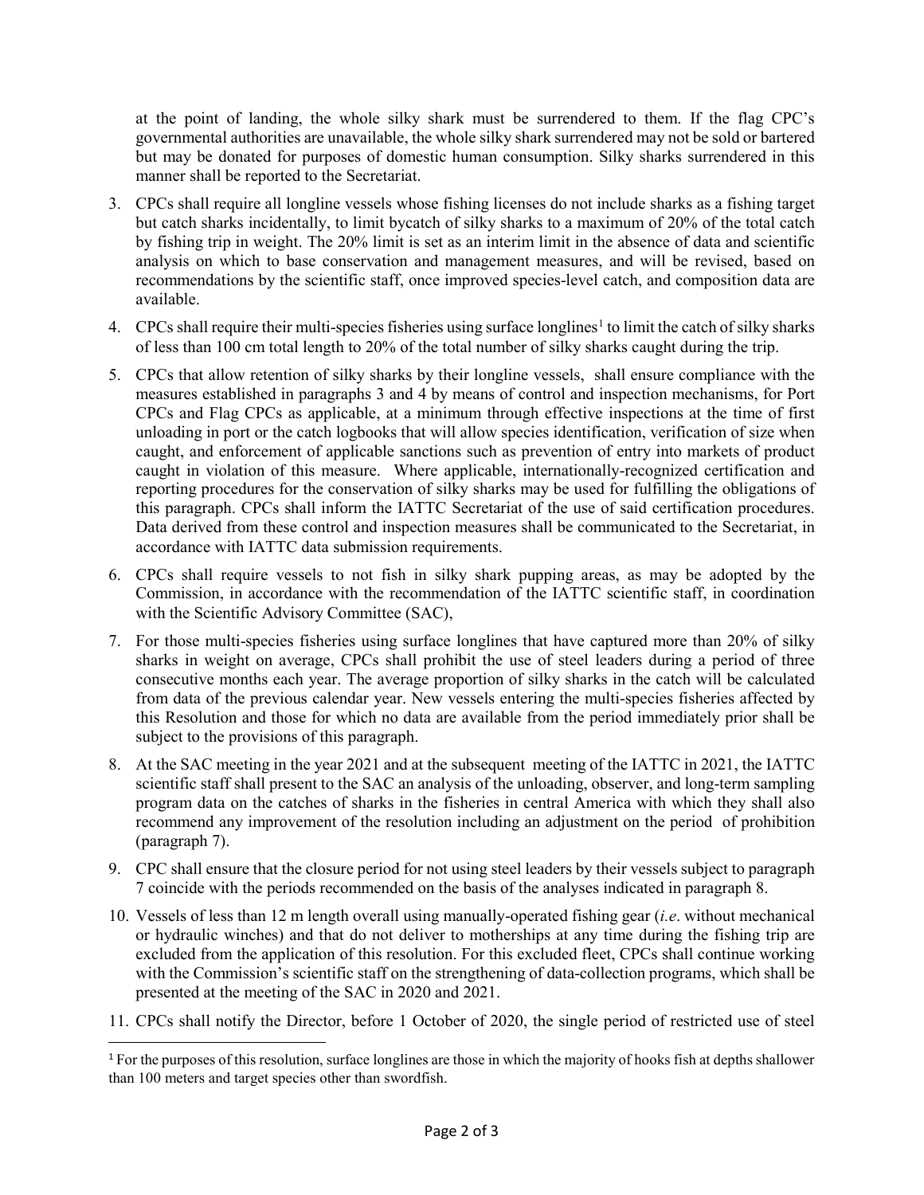at the point of landing, the whole silky shark must be surrendered to them. If the flag CPC's governmental authorities are unavailable, the whole silky shark surrendered may not be sold or bartered but may be donated for purposes of domestic human consumption. Silky sharks surrendered in this manner shall be reported to the Secretariat.

3. CPCs shall require all longline vessels whose fishing licenses do not include sharks as a fishing target but catch sharks incidentally, to limit bycatch of silky sharks to a maximum of 20% of the total catch by fishing trip in weight. The 20% limit is set as an interim limit in the absence of data and scientific analysis on which to base conservation and management measures, and will be revised, based on recommendations by the scientific staff, once improved species-level catch, and composition data are available.

4. CPCs shall require their multi-species fisheries using surface longlines[1] to limit the catch of silky sharks of less than 100 cm total length to 20% of the total number of silky sharks caught during the trip.

5. CPCs that allow retention of silky sharks by their longline vessels, shall ensure compliance with the measures established in paragraphs 3 and 4 by means of control and inspection mechanisms, for Port CPCs and Flag CPCs as applicable, at a minimum through effective inspections at the time of first unloading in port or the catch logbooks that will allow species identification, verification of size when caught, and enforcement of applicable sanctions such as prevention of entry into markets of product caught in violation of this measure. Where applicable, internationally-recognized certification and reporting procedures for the conservation of silky sharks may be used for fulfilling the obligations of this paragraph. CPCs shall inform the IATTC Secretariat of the use of said certification procedures. Data derived from these control and inspection measures shall be communicated to the Secretariat, in accordance with IATTC data submission requirements.

6. CPCs shall require vessels to not fish in silky shark pupping areas, as may be adopted by the Commission, in accordance with the recommendation of the IATTC scientific staff, in coordination with the Scientific Advisory Committee (SAC),

7. For those multi-species fisheries using surface longlines that have captured more than 20% of silky sharks in weight on average, CPCs shall prohibit the use of steel leaders during a period of three consecutive months each year. The average proportion of silky sharks in the catch will be calculated from data of the previous calendar year. New vessels entering the multi-species fisheries affected by this Resolution and those for which no data are available from the period immediately prior shall be subject to the provisions of this paragraph.

8. At the SAC meeting in the year 2021 and at the subsequent meeting of the IATTC in 2021, the IATTC scientific staff shall present to the SAC an analysis of the unloading, observer, and long-term sampling program data on the catches of sharks in the fisheries in central America with which they shall also recommend any improvement of the resolution including an adjustment on the period of prohibition (paragraph 7).

9. CPC shall ensure that the closure period for not using steel leaders by their vessels subject to paragraph 7 coincide with the periods recommended on the basis of the analyses indicated in paragraph 8.

10. Vessels of less than 12 m length overall using manually-operated fishing gear (*i.e*. without mechanical or hydraulic winches) and that do not deliver to motherships at any time during the fishing trip are excluded from the application of this resolution. For this excluded fleet, CPCs shall continue working with the Commission's scientific staff on the strengthening of data-collection programs, which shall be presented at the meeting of the SAC in 2020 and 2021.

11. CPCs shall notify the Director, before 1 October of 2020, the single period of restricted use of steel

[1] For the purposes of this resolution, surface longlines are those in which the majority of hooks fish at depths shallower than 100 meters and target species other than swordfish.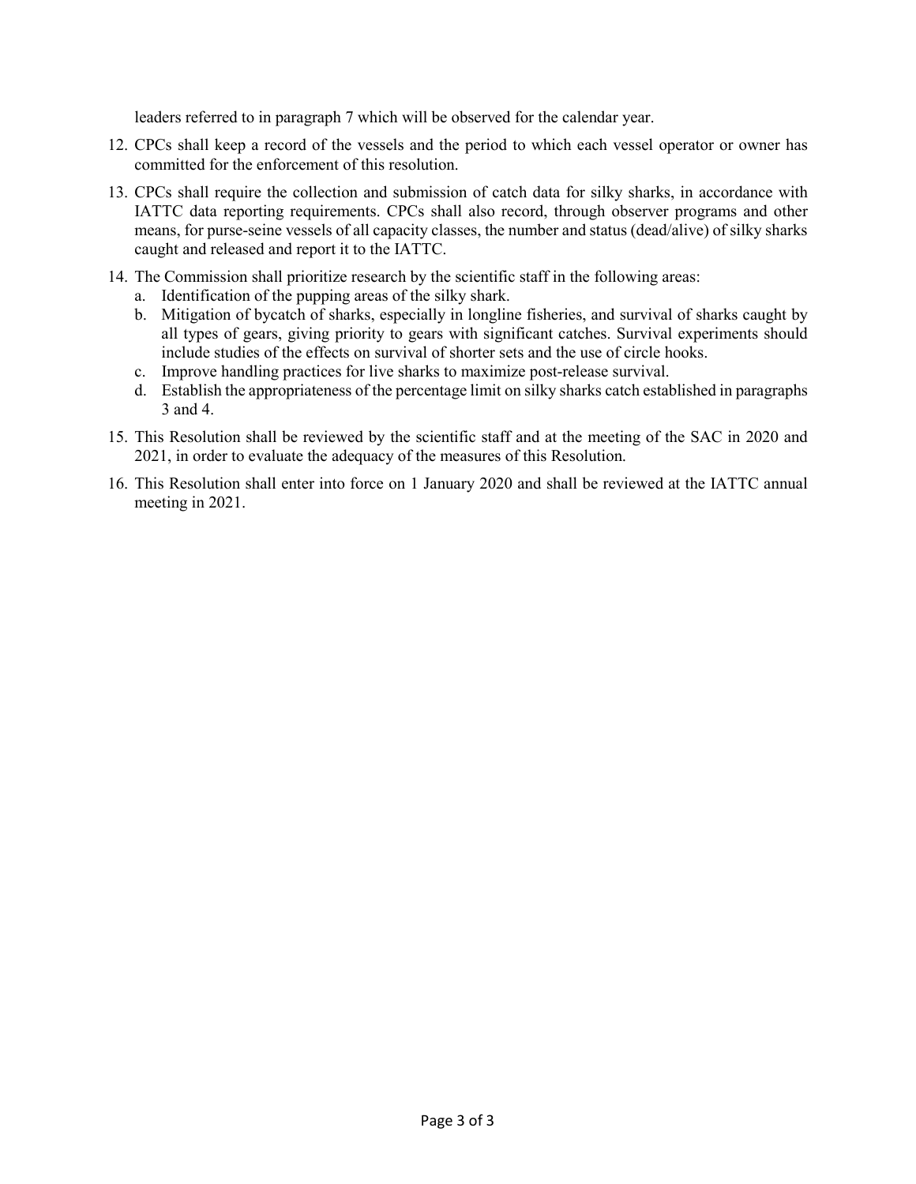leaders referred to in paragraph 7 which will be observed for the calendar year.

12. CPCs shall keep a record of the vessels and the period to which each vessel operator or owner has committed for the enforcement of this resolution.
13. CPCs shall require the collection and submission of catch data for silky sharks, in accordance with IATTC data reporting requirements. CPCs shall also record, through observer programs and other means, for purse-seine vessels of all capacity classes, the number and status (dead/alive) of silky sharks caught and released and report it to the IATTC.
14. The Commission shall prioritize research by the scientific staff in the following areas:
    a. Identification of the pupping areas of the silky shark.
    b. Mitigation of bycatch of sharks, especially in longline fisheries, and survival of sharks caught by all types of gears, giving priority to gears with significant catches. Survival experiments should include studies of the effects on survival of shorter sets and the use of circle hooks.
    c. Improve handling practices for live sharks to maximize post-release survival.
    d. Establish the appropriateness of the percentage limit on silky sharks catch established in paragraphs 3 and 4.
15. This Resolution shall be reviewed by the scientific staff and at the meeting of the SAC in 2020 and 2021, in order to evaluate the adequacy of the measures of this Resolution.
16. This Resolution shall enter into force on 1 January 2020 and shall be reviewed at the IATTC annual meeting in 2021.